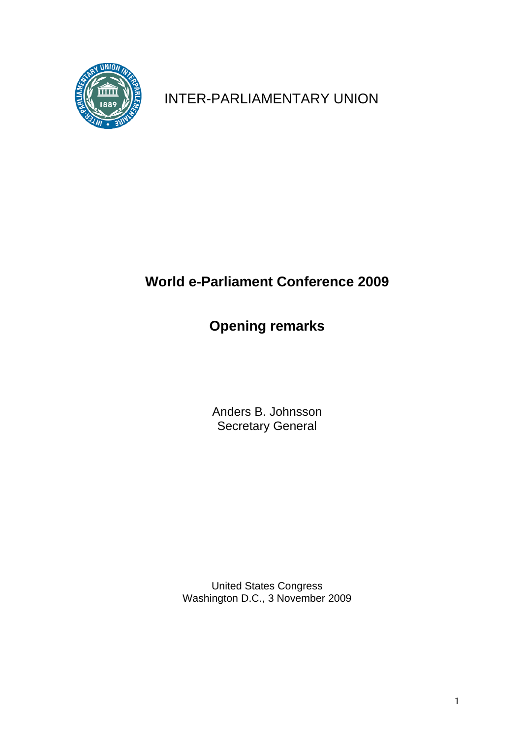INTER-PARLIAMENTARY UNION

# World e-Parliament Conference 2009

## Opening remarks

Anders B. Johnsson
Secretary General

United States Congress
Washington D.C., 3 November 2009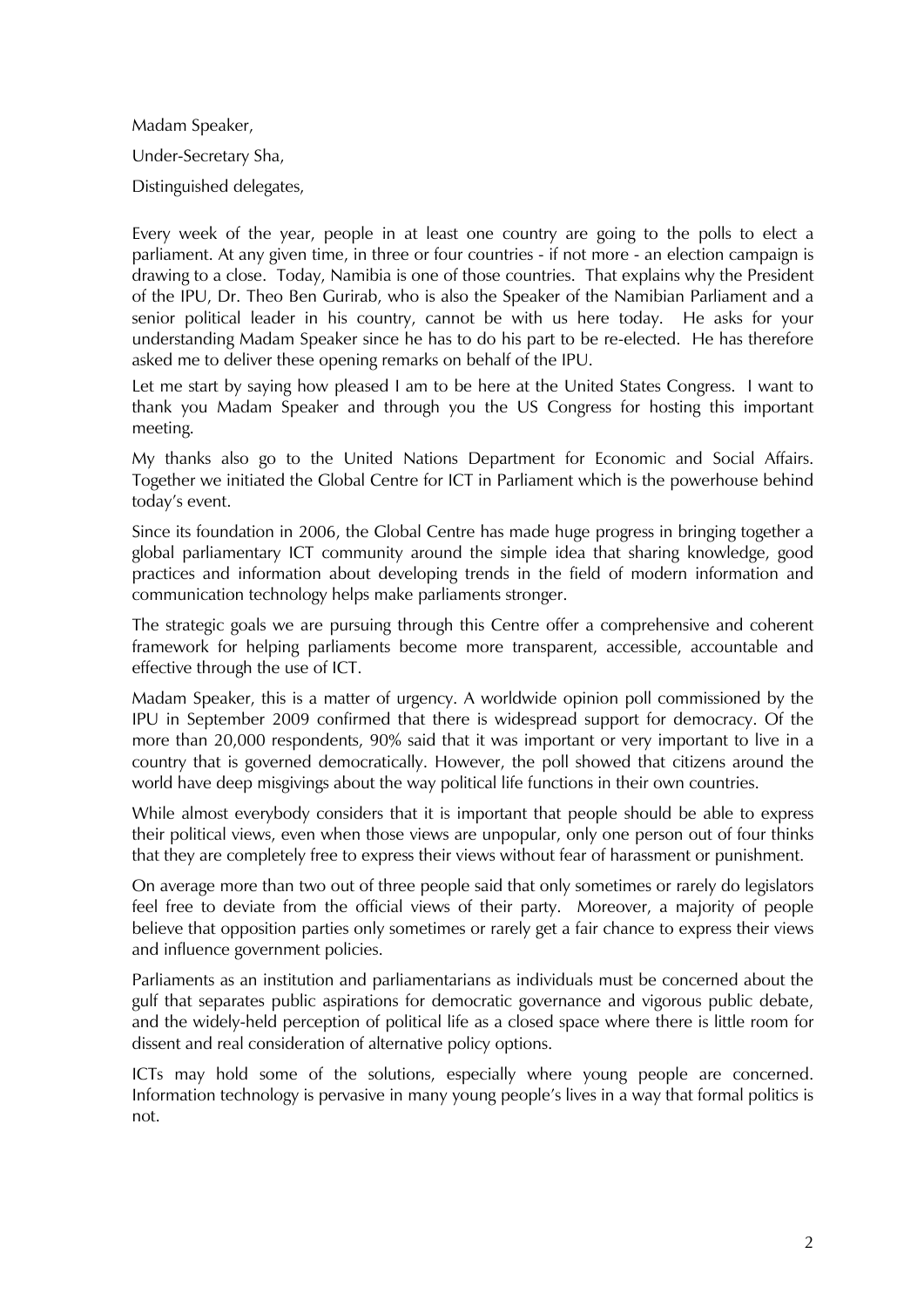Madam Speaker,

Under-Secretary Sha,

Distinguished delegates,

Every week of the year, people in at least one country are going to the polls to elect a parliament. At any given time, in three or four countries - if not more - an election campaign is drawing to a close. Today, Namibia is one of those countries. That explains why the President of the IPU, Dr. Theo Ben Gurirab, who is also the Speaker of the Namibian Parliament and a senior political leader in his country, cannot be with us here today. He asks for your understanding Madam Speaker since he has to do his part to be re-elected. He has therefore asked me to deliver these opening remarks on behalf of the IPU.

Let me start by saying how pleased I am to be here at the United States Congress. I want to thank you Madam Speaker and through you the US Congress for hosting this important meeting.

My thanks also go to the United Nations Department for Economic and Social Affairs. Together we initiated the Global Centre for ICT in Parliament which is the powerhouse behind today's event.

Since its foundation in 2006, the Global Centre has made huge progress in bringing together a global parliamentary ICT community around the simple idea that sharing knowledge, good practices and information about developing trends in the field of modern information and communication technology helps make parliaments stronger.

The strategic goals we are pursuing through this Centre offer a comprehensive and coherent framework for helping parliaments become more transparent, accessible, accountable and effective through the use of ICT.

Madam Speaker, this is a matter of urgency. A worldwide opinion poll commissioned by the IPU in September 2009 confirmed that there is widespread support for democracy. Of the more than 20,000 respondents, 90% said that it was important or very important to live in a country that is governed democratically. However, the poll showed that citizens around the world have deep misgivings about the way political life functions in their own countries.

While almost everybody considers that it is important that people should be able to express their political views, even when those views are unpopular, only one person out of four thinks that they are completely free to express their views without fear of harassment or punishment.

On average more than two out of three people said that only sometimes or rarely do legislators feel free to deviate from the official views of their party. Moreover, a majority of people believe that opposition parties only sometimes or rarely get a fair chance to express their views and influence government policies.

Parliaments as an institution and parliamentarians as individuals must be concerned about the gulf that separates public aspirations for democratic governance and vigorous public debate, and the widely-held perception of political life as a closed space where there is little room for dissent and real consideration of alternative policy options.

ICTs may hold some of the solutions, especially where young people are concerned. Information technology is pervasive in many young people's lives in a way that formal politics is not.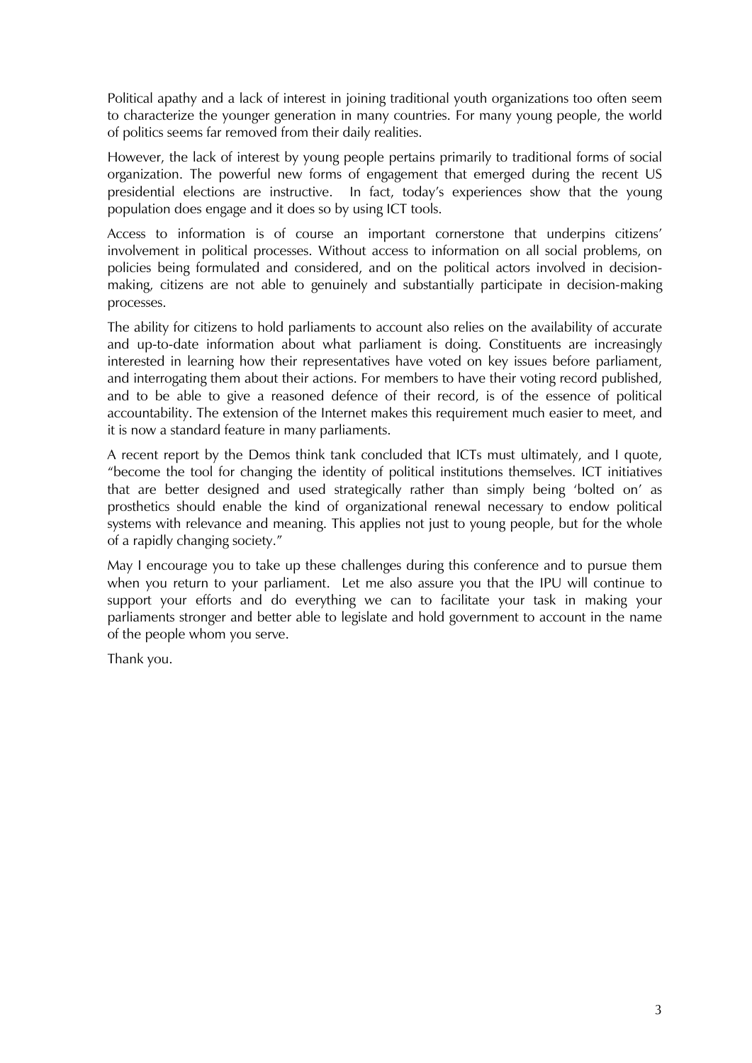Political apathy and a lack of interest in joining traditional youth organizations too often seem to characterize the younger generation in many countries. For many young people, the world of politics seems far removed from their daily realities.

However, the lack of interest by young people pertains primarily to traditional forms of social organization. The powerful new forms of engagement that emerged during the recent US presidential elections are instructive. In fact, today's experiences show that the young population does engage and it does so by using ICT tools.

Access to information is of course an important cornerstone that underpins citizens' involvement in political processes. Without access to information on all social problems, on policies being formulated and considered, and on the political actors involved in decision-making, citizens are not able to genuinely and substantially participate in decision-making processes.

The ability for citizens to hold parliaments to account also relies on the availability of accurate and up-to-date information about what parliament is doing. Constituents are increasingly interested in learning how their representatives have voted on key issues before parliament, and interrogating them about their actions. For members to have their voting record published, and to be able to give a reasoned defence of their record, is of the essence of political accountability. The extension of the Internet makes this requirement much easier to meet, and it is now a standard feature in many parliaments.

A recent report by the Demos think tank concluded that ICTs must ultimately, and I quote, "become the tool for changing the identity of political institutions themselves. ICT initiatives that are better designed and used strategically rather than simply being 'bolted on' as prosthetics should enable the kind of organizational renewal necessary to endow political systems with relevance and meaning. This applies not just to young people, but for the whole of a rapidly changing society."

May I encourage you to take up these challenges during this conference and to pursue them when you return to your parliament. Let me also assure you that the IPU will continue to support your efforts and do everything we can to facilitate your task in making your parliaments stronger and better able to legislate and hold government to account in the name of the people whom you serve.

Thank you.